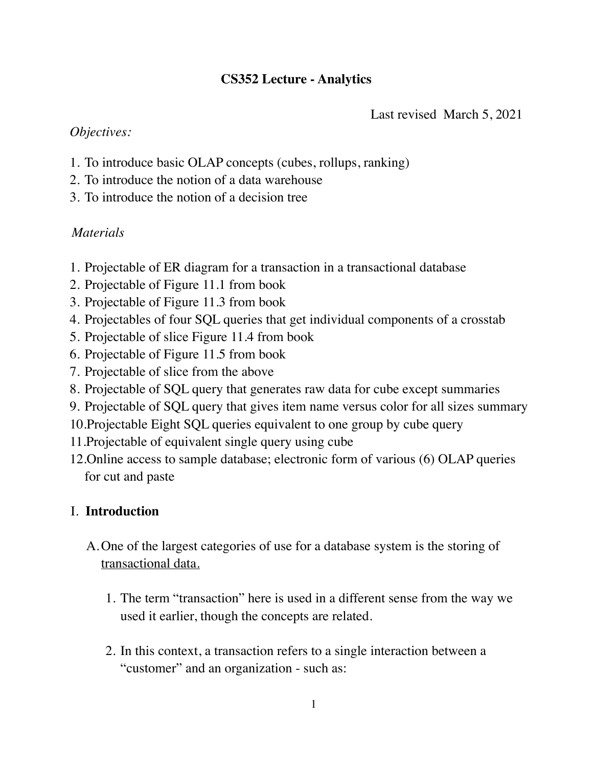# CS352 Lecture - Analytics

Last revised March 5, 2021

*Objectives:*

1. To introduce basic OLAP concepts (cubes, rollups, ranking)
2. To introduce the notion of a data warehouse
3. To introduce the notion of a decision tree

*Materials*

1. Projectable of ER diagram for a transaction in a transactional database
2. Projectable of Figure 11.1 from book
3. Projectable of Figure 11.3 from book
4. Projectables of four SQL queries that get individual components of a crosstab
5. Projectable of slice Figure 11.4 from book
6. Projectable of Figure 11.5 from book
7. Projectable of slice from the above
8. Projectable of SQL query that generates raw data for cube except summaries
9. Projectable of SQL query that gives item name versus color for all sizes summary
10. Projectable Eight SQL queries equivalent to one group by cube query
11. Projectable of equivalent single query using cube
12. Online access to sample database; electronic form of various (6) OLAP queries for cut and paste

## I. Introduction

A. One of the largest categories of use for a database system is the storing of <u>transactional data.</u>

1. The term "transaction" here is used in a different sense from the way we used it earlier, though the concepts are related.

2. In this context, a transaction refers to a single interaction between a "customer" and an organization - such as: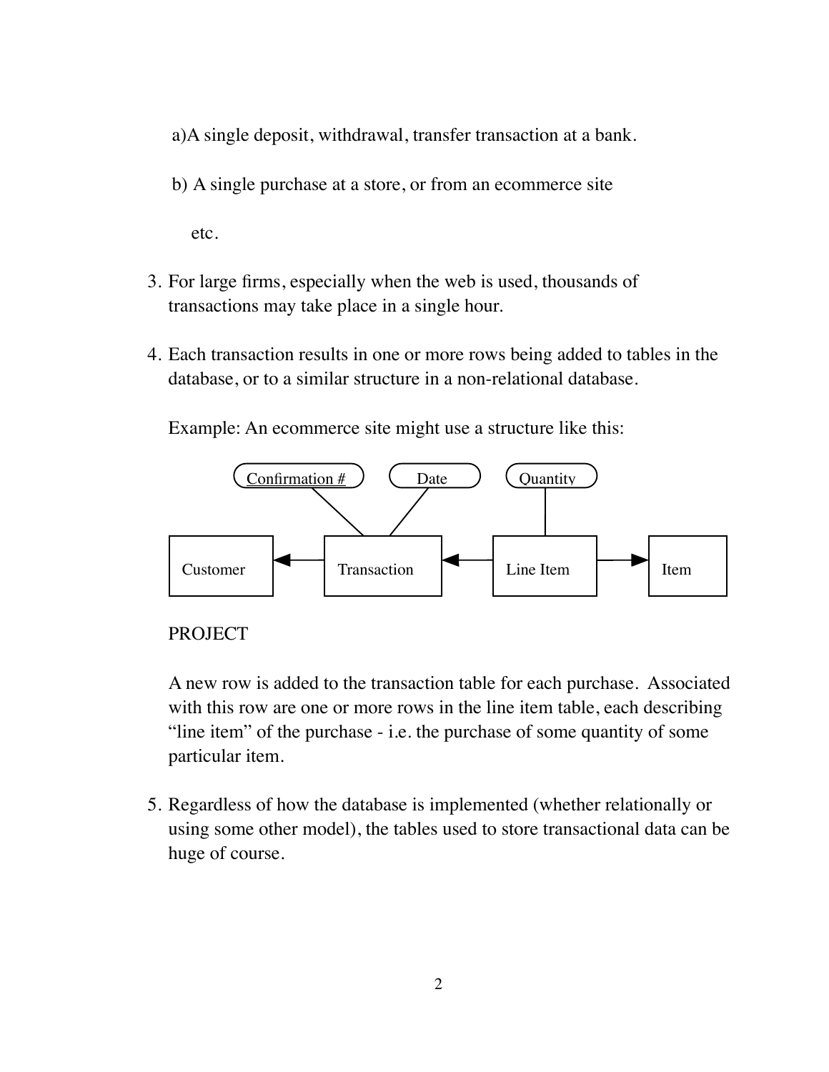a)A single deposit, withdrawal, transfer transaction at a bank.

b) A single purchase at a store, or from an ecommerce site

etc.

3. For large firms, especially when the web is used, thousands of transactions may take place in a single hour.

4. Each transaction results in one or more rows being added to tables in the database, or to a similar structure in a non-relational database.

   Example: An ecommerce site might use a structure like this:

   PROJECT

   A new row is added to the transaction table for each purchase. Associated with this row are one or more rows in the line item table, each describing "line item" of the purchase - i.e. the purchase of some quantity of some particular item.

5. Regardless of how the database is implemented (whether relationally or using some other model), the tables used to store transactional data can be huge of course.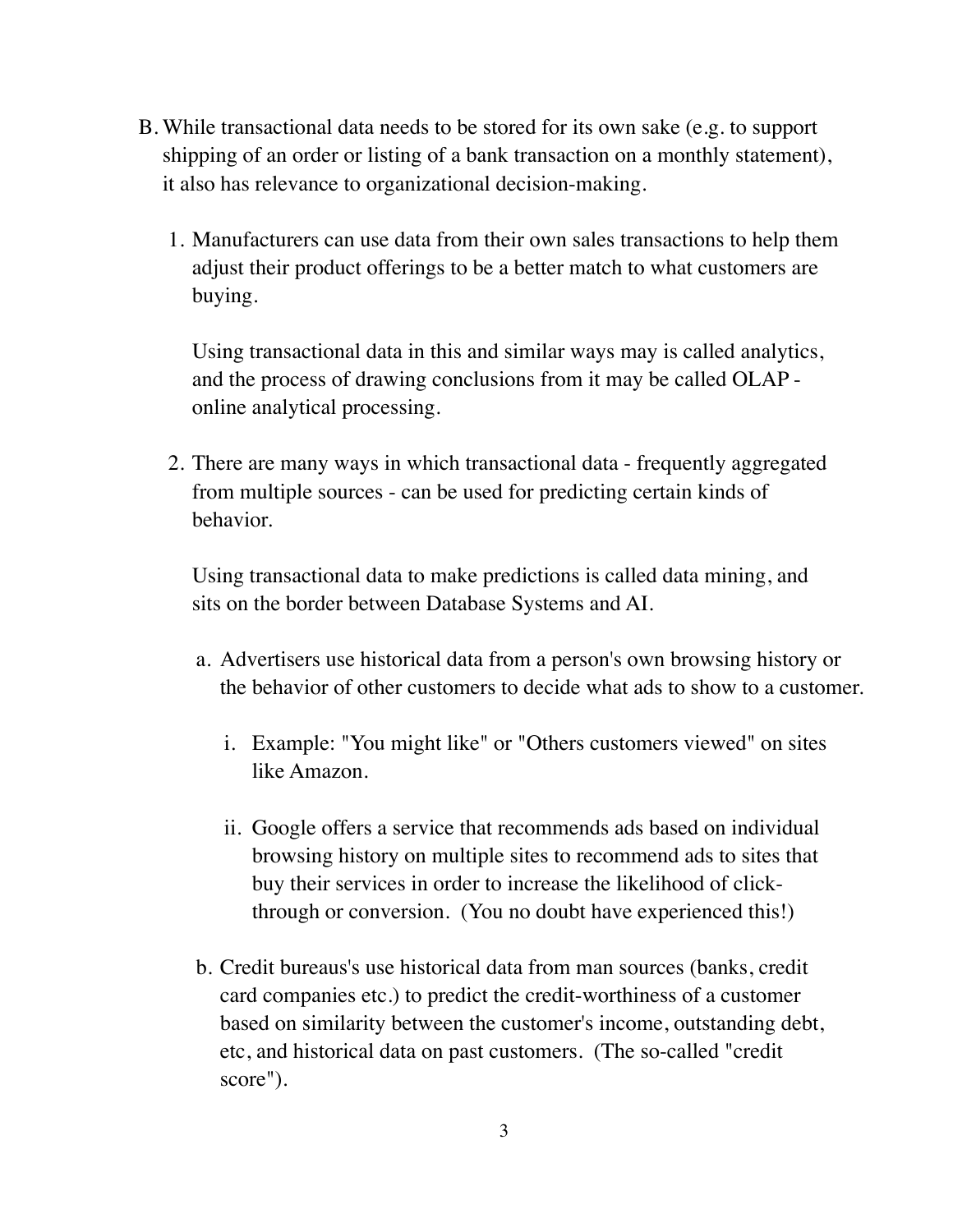B. While transactional data needs to be stored for its own sake (e.g. to support shipping of an order or listing of a bank transaction on a monthly statement), it also has relevance to organizational decision-making.

   1. Manufacturers can use data from their own sales transactions to help them adjust their product offerings to be a better match to what customers are buying.

      Using transactional data in this and similar ways may is called analytics, and the process of drawing conclusions from it may be called OLAP - online analytical processing.

   2. There are many ways in which transactional data - frequently aggregated from multiple sources - can be used for predicting certain kinds of behavior.

      Using transactional data to make predictions is called data mining, and sits on the border between Database Systems and AI.

      a. Advertisers use historical data from a person's own browsing history or the behavior of other customers to decide what ads to show to a customer.

         i. Example: "You might like" or "Others customers viewed" on sites like Amazon.

         ii. Google offers a service that recommends ads based on individual browsing history on multiple sites to recommend ads to sites that buy their services in order to increase the likelihood of click-through or conversion. (You no doubt have experienced this!)

      b. Credit bureaus's use historical data from man sources (banks, credit card companies etc.) to predict the credit-worthiness of a customer based on similarity between the customer's income, outstanding debt, etc, and historical data on past customers. (The so-called "credit score").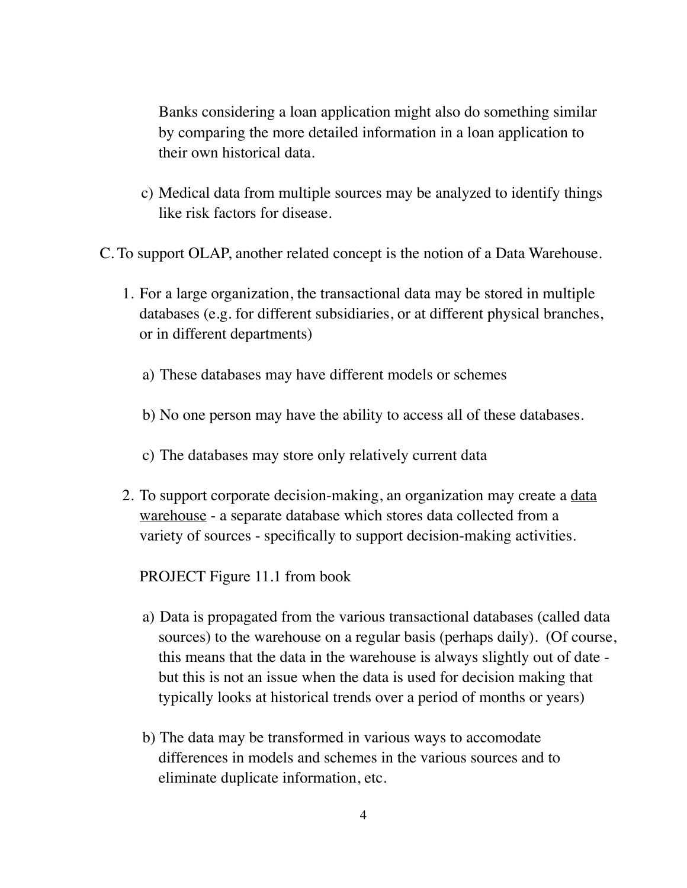Banks considering a loan application might also do something similar by comparing the more detailed information in a loan application to their own historical data.

c) Medical data from multiple sources may be analyzed to identify things like risk factors for disease.

C. To support OLAP, another related concept is the notion of a Data Warehouse.

1. For a large organization, the transactional data may be stored in multiple databases (e.g. for different subsidiaries, or at different physical branches, or in different departments)

   a) These databases may have different models or schemes

   b) No one person may have the ability to access all of these databases.

   c) The databases may store only relatively current data

2. To support corporate decision-making, an organization may create a <u>data warehouse</u> - a separate database which stores data collected from a variety of sources - specifically to support decision-making activities.

   PROJECT Figure 11.1 from book

   a) Data is propagated from the various transactional databases (called data sources) to the warehouse on a regular basis (perhaps daily). (Of course, this means that the data in the warehouse is always slightly out of date - but this is not an issue when the data is used for decision making that typically looks at historical trends over a period of months or years)

   b) The data may be transformed in various ways to accomodate differences in models and schemes in the various sources and to eliminate duplicate information, etc.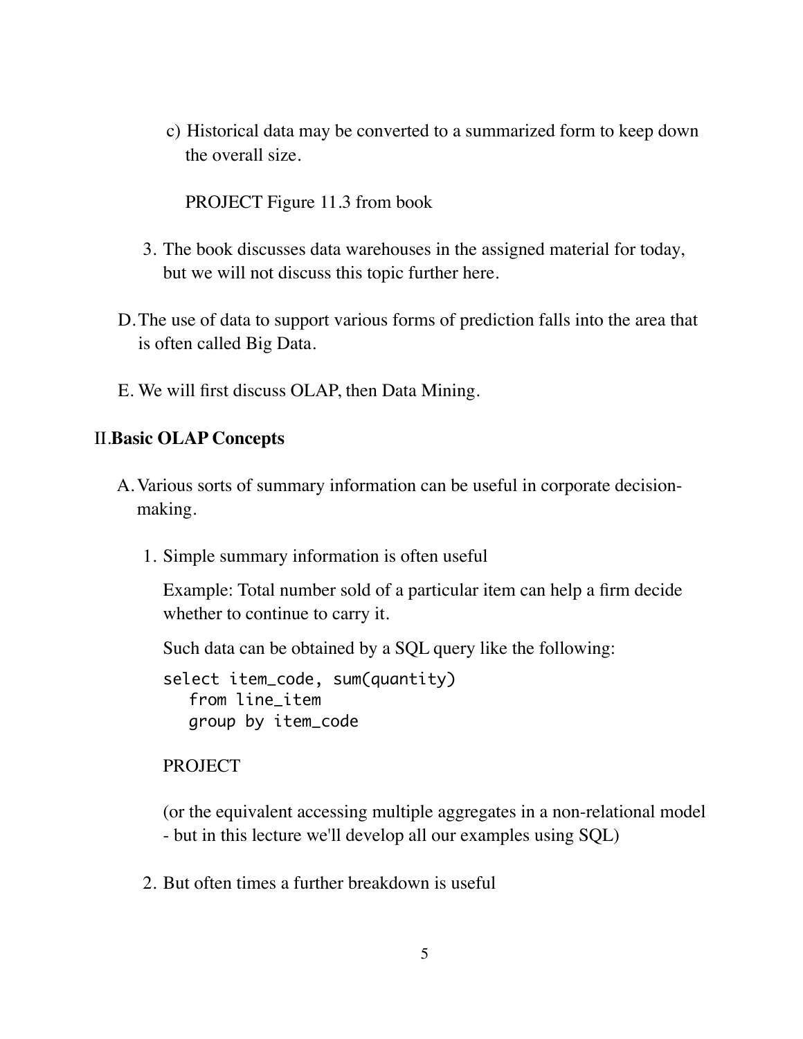c) Historical data may be converted to a summarized form to keep down the overall size.

   PROJECT Figure 11.3 from book

3. The book discusses data warehouses in the assigned material for today, but we will not discuss this topic further here.

D. The use of data to support various forms of prediction falls into the area that is often called Big Data.

E. We will first discuss OLAP, then Data Mining.

## II. **Basic OLAP Concepts**

A. Various sorts of summary information can be useful in corporate decision-making.

1. Simple summary information is often useful

   Example: Total number sold of a particular item can help a firm decide whether to continue to carry it.

   Such data can be obtained by a SQL query like the following:

   ```
   select item_code, sum(quantity)
      from line_item
      group by item_code
   ```

   PROJECT

   (or the equivalent accessing multiple aggregates in a non-relational model - but in this lecture we'll develop all our examples using SQL)

2. But often times a further breakdown is useful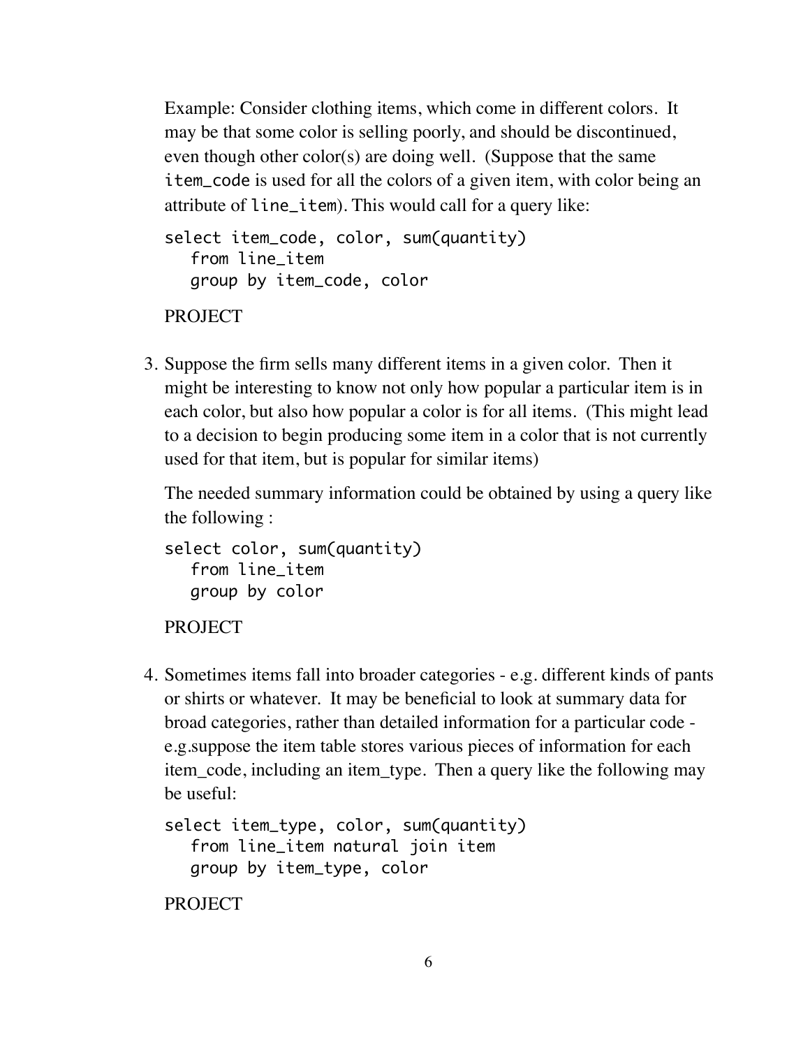Example: Consider clothing items, which come in different colors. It may be that some color is selling poorly, and should be discontinued, even though other color(s) are doing well. (Suppose that the same `item_code` is used for all the colors of a given item, with color being an attribute of `line_item`). This would call for a query like:

```
select item_code, color, sum(quantity)
   from line_item
   group by item_code, color
```

PROJECT

3. Suppose the firm sells many different items in a given color. Then it might be interesting to know not only how popular a particular item is in each color, but also how popular a color is for all items. (This might lead to a decision to begin producing some item in a color that is not currently used for that item, but is popular for similar items)

   The needed summary information could be obtained by using a query like the following :

   ```
   select color, sum(quantity)
      from line_item
      group by color
   ```

   PROJECT

4. Sometimes items fall into broader categories - e.g. different kinds of pants or shirts or whatever. It may be beneficial to look at summary data for broad categories, rather than detailed information for a particular code - e.g.suppose the item table stores various pieces of information for each item_code, including an item_type. Then a query like the following may be useful:

   ```
   select item_type, color, sum(quantity)
      from line_item natural join item
      group by item_type, color
   ```

   PROJECT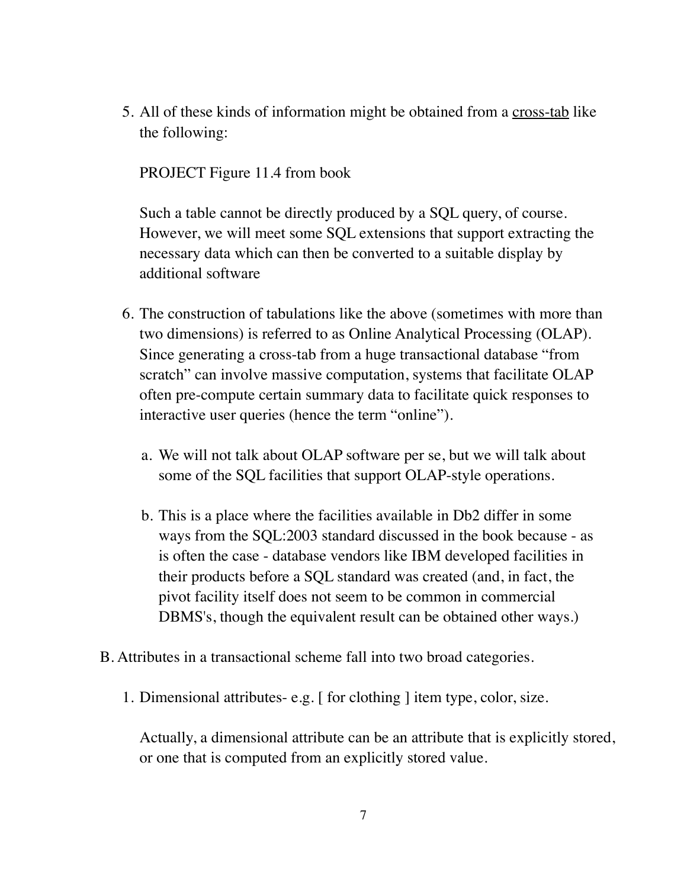5. All of these kinds of information might be obtained from a <u>cross-tab</u> like the following:

   PROJECT Figure 11.4 from book

   Such a table cannot be directly produced by a SQL query, of course. However, we will meet some SQL extensions that support extracting the necessary data which can then be converted to a suitable display by additional software

6. The construction of tabulations like the above (sometimes with more than two dimensions) is referred to as Online Analytical Processing (OLAP). Since generating a cross-tab from a huge transactional database "from scratch" can involve massive computation, systems that facilitate OLAP often pre-compute certain summary data to facilitate quick responses to interactive user queries (hence the term "online").

   a. We will not talk about OLAP software per se, but we will talk about some of the SQL facilities that support OLAP-style operations.

   b. This is a place where the facilities available in Db2 differ in some ways from the SQL:2003 standard discussed in the book because - as is often the case - database vendors like IBM developed facilities in their products before a SQL standard was created (and, in fact, the pivot facility itself does not seem to be common in commercial DBMS's, though the equivalent result can be obtained other ways.)

B. Attributes in a transactional scheme fall into two broad categories.

1. Dimensional attributes- e.g. [ for clothing ] item type, color, size.

   Actually, a dimensional attribute can be an attribute that is explicitly stored, or one that is computed from an explicitly stored value.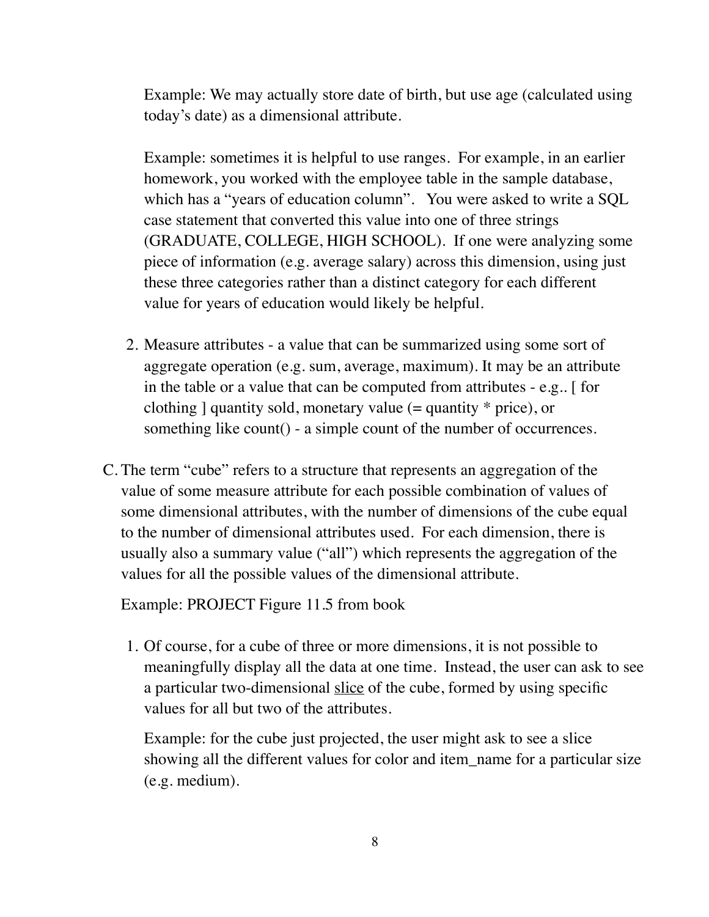Example: We may actually store date of birth, but use age (calculated using today's date) as a dimensional attribute.

Example: sometimes it is helpful to use ranges. For example, in an earlier homework, you worked with the employee table in the sample database, which has a "years of education column". You were asked to write a SQL case statement that converted this value into one of three strings (GRADUATE, COLLEGE, HIGH SCHOOL). If one were analyzing some piece of information (e.g. average salary) across this dimension, using just these three categories rather than a distinct category for each different value for years of education would likely be helpful.

2. Measure attributes - a value that can be summarized using some sort of aggregate operation (e.g. sum, average, maximum). It may be an attribute in the table or a value that can be computed from attributes - e.g.. [ for clothing ] quantity sold, monetary value (= quantity * price), or something like count() - a simple count of the number of occurrences.

C. The term "cube" refers to a structure that represents an aggregation of the value of some measure attribute for each possible combination of values of some dimensional attributes, with the number of dimensions of the cube equal to the number of dimensional attributes used. For each dimension, there is usually also a summary value ("all") which represents the aggregation of the values for all the possible values of the dimensional attribute.

   Example: PROJECT Figure 11.5 from book

   1. Of course, for a cube of three or more dimensions, it is not possible to meaningfully display all the data at one time. Instead, the user can ask to see a particular two-dimensional <u>slice</u> of the cube, formed by using specific values for all but two of the attributes.

      Example: for the cube just projected, the user might ask to see a slice showing all the different values for color and item_name for a particular size (e.g. medium).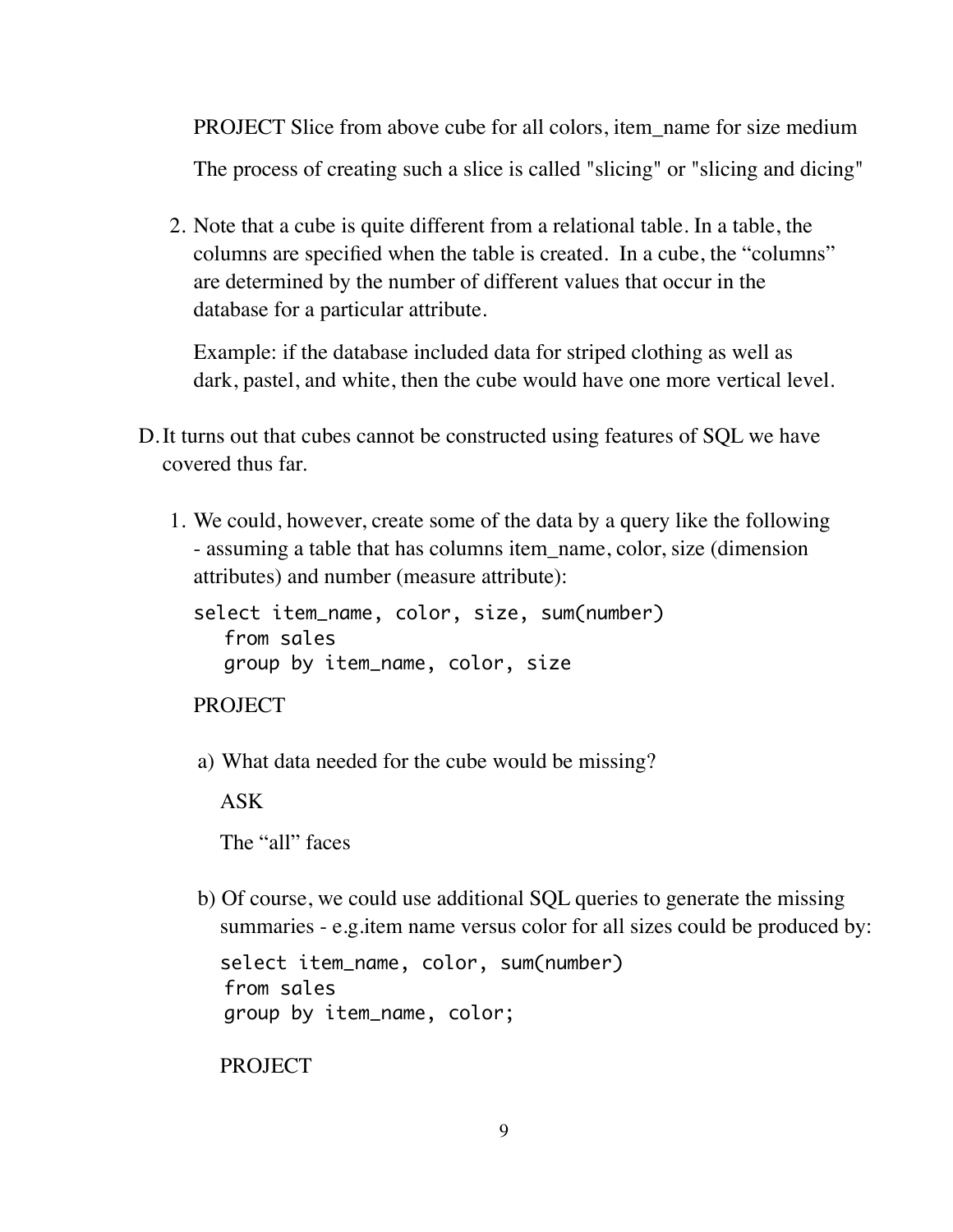PROJECT Slice from above cube for all colors, item_name for size medium

The process of creating such a slice is called "slicing" or "slicing and dicing"

2. Note that a cube is quite different from a relational table. In a table, the columns are specified when the table is created. In a cube, the “columns” are determined by the number of different values that occur in the database for a particular attribute.

   Example: if the database included data for striped clothing as well as dark, pastel, and white, then the cube would have one more vertical level.

D. It turns out that cubes cannot be constructed using features of SQL we have covered thus far.

1. We could, however, create some of the data by a query like the following - assuming a table that has columns item_name, color, size (dimension attributes) and number (measure attribute):

```
select item_name, color, size, sum(number)
   from sales
   group by item_name, color, size
```

   PROJECT

   a) What data needed for the cube would be missing?

      ASK

      The “all” faces

   b) Of course, we could use additional SQL queries to generate the missing summaries - e.g.item name versus color for all sizes could be produced by:

```
select item_name, color, sum(number)
 from sales
 group by item_name, color;
```

      PROJECT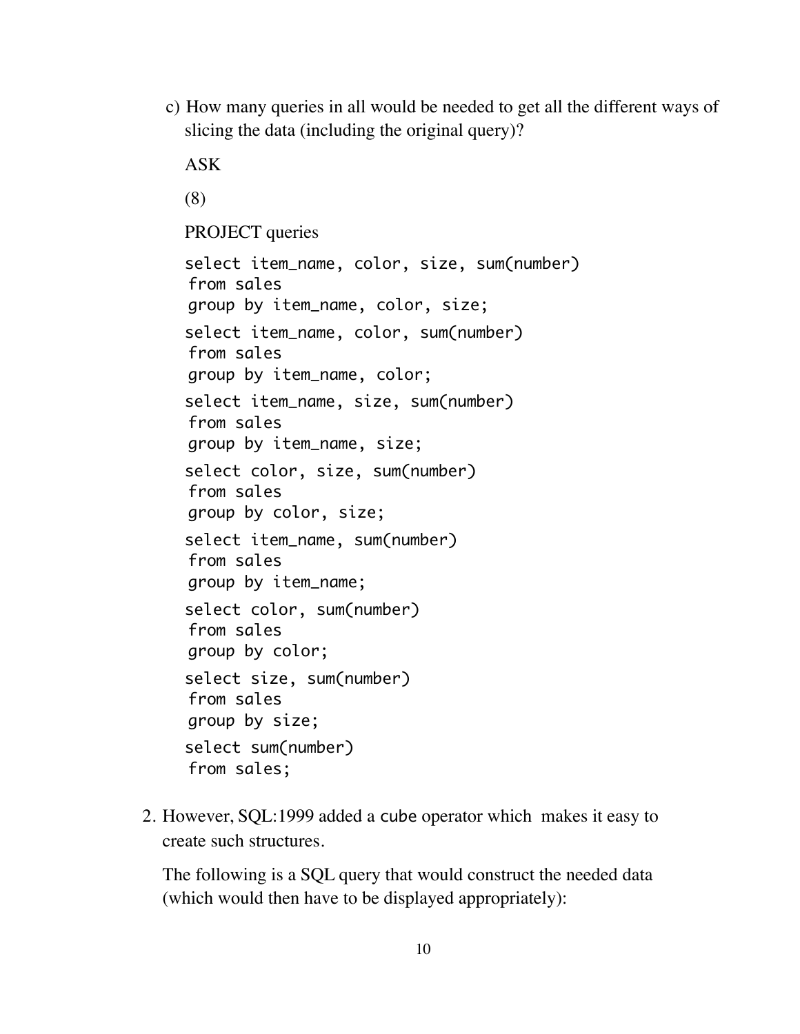c) How many queries in all would be needed to get all the different ways of slicing the data (including the original query)?

   ASK

   (8)

   PROJECT queries

```
select item_name, color, size, sum(number)
 from sales
 group by item_name, color, size;
select item_name, color, sum(number)
 from sales
 group by item_name, color;
select item_name, size, sum(number)
 from sales
 group by item_name, size;
select color, size, sum(number)
 from sales
 group by color, size;
select item_name, sum(number)
 from sales
 group by item_name;
select color, sum(number)
 from sales
 group by color;
select size, sum(number)
 from sales
 group by size;
select sum(number)
 from sales;
```

2. However, SQL:1999 added a `cube` operator which makes it easy to create such structures.

   The following is a SQL query that would construct the needed data (which would then have to be displayed appropriately):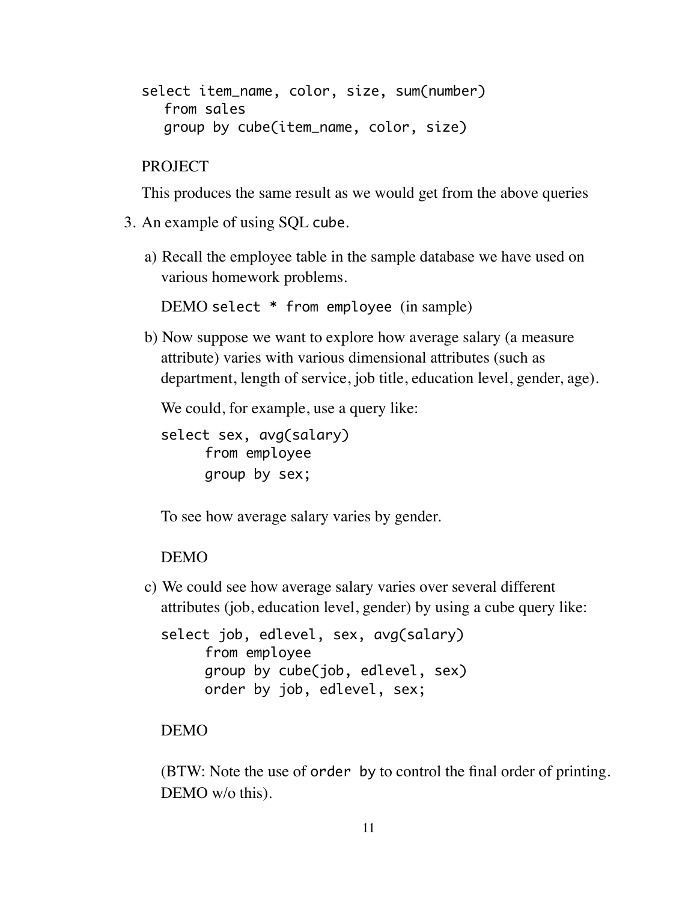```
select item_name, color, size, sum(number)
   from sales
   group by cube(item_name, color, size)
```

PROJECT

This produces the same result as we would get from the above queries

3. An example of using SQL `cube`.

   a) Recall the employee table in the sample database we have used on various homework problems.

      DEMO `select * from employee` (in sample)

   b) Now suppose we want to explore how average salary (a measure attribute) varies with various dimensional attributes (such as department, length of service, job title, education level, gender, age).

      We could, for example, use a query like:

      ```
      select sex, avg(salary)
            from employee
            group by sex;
      ```

      To see how average salary varies by gender.

      DEMO

   c) We could see how average salary varies over several different attributes (job, education level, gender) by using a cube query like:

      ```
      select job, edlevel, sex, avg(salary)
            from employee
            group by cube(job, edlevel, sex)
            order by job, edlevel, sex;
      ```

      DEMO

      (BTW: Note the use of `order by` to control the final order of printing. DEMO w/o this).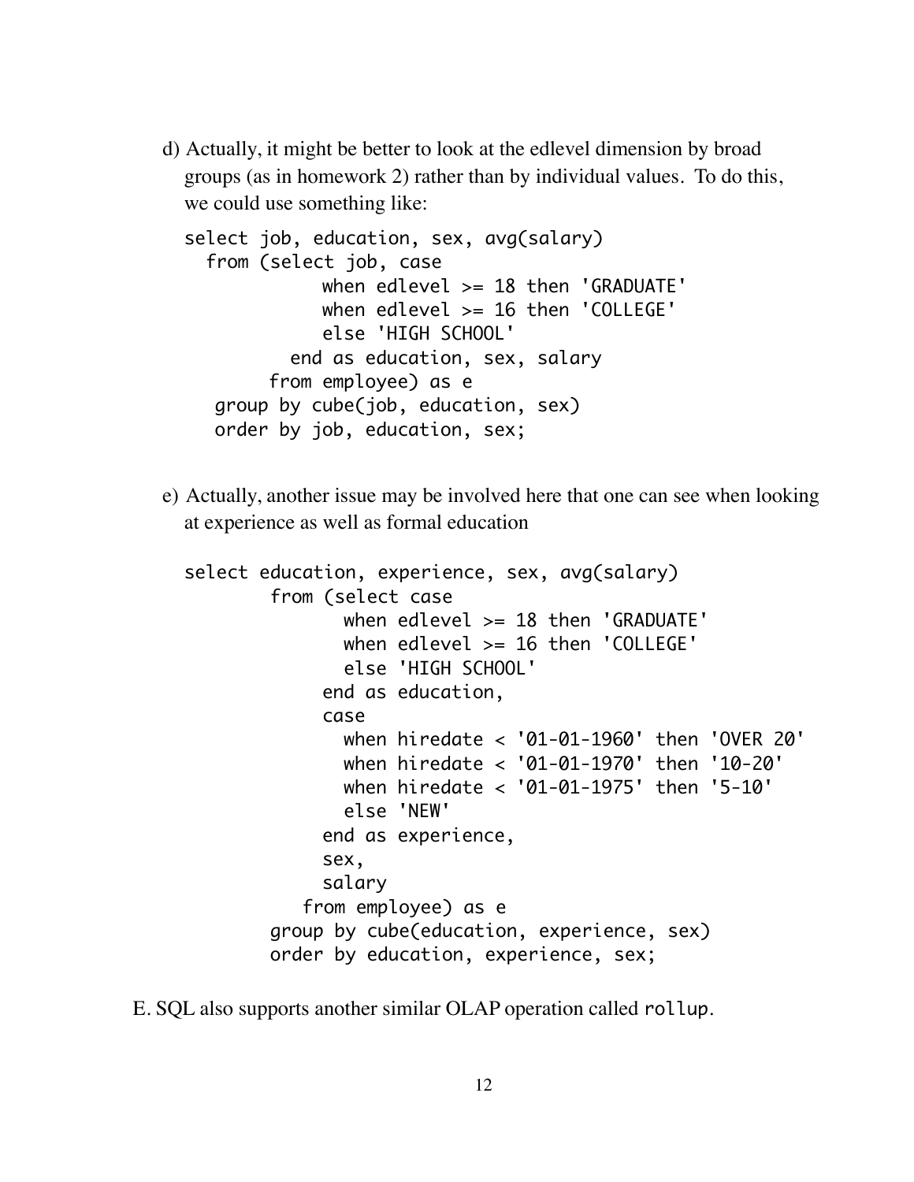d) Actually, it might be better to look at the edlevel dimension by broad groups (as in homework 2) rather than by individual values. To do this, we could use something like:

```
select job, education, sex, avg(salary)
  from (select job, case
             when edlevel >= 18 then 'GRADUATE'
             when edlevel >= 16 then 'COLLEGE'
             else 'HIGH SCHOOL'
          end as education, sex, salary
        from employee) as e
   group by cube(job, education, sex)
   order by job, education, sex;
```

e) Actually, another issue may be involved here that one can see when looking at experience as well as formal education

```
select education, experience, sex, avg(salary)
        from (select case
                when edlevel >= 18 then 'GRADUATE'
                when edlevel >= 16 then 'COLLEGE'
                else 'HIGH SCHOOL'
              end as education,
              case
                when hiredate < '01-01-1960' then 'OVER 20'
                when hiredate < '01-01-1970' then '10-20'
                when hiredate < '01-01-1975' then '5-10'
                else 'NEW'
              end as experience,
              sex,
              salary
           from employee) as e
        group by cube(education, experience, sex)
        order by education, experience, sex;
```

E. SQL also supports another similar OLAP operation called `rollup`.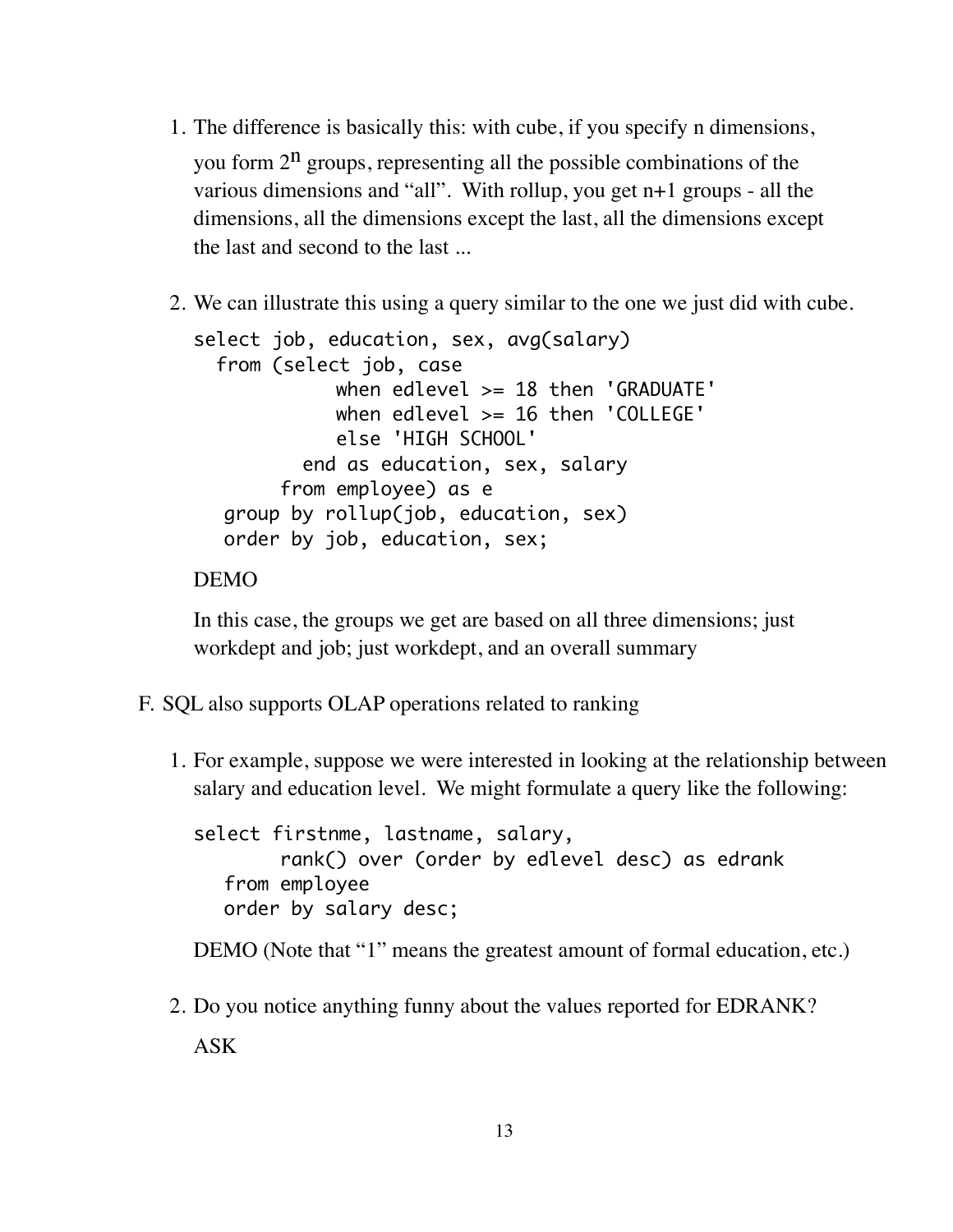1. The difference is basically this: with cube, if you specify n dimensions, you form $2^n$ groups, representing all the possible combinations of the various dimensions and "all". With rollup, you get n+1 groups - all the dimensions, all the dimensions except the last, all the dimensions except the last and second to the last ...

2. We can illustrate this using a query similar to the one we just did with cube.

```
select job, education, sex, avg(salary)
  from (select job, case
             when edlevel >= 18 then 'GRADUATE'
             when edlevel >= 16 then 'COLLEGE'
             else 'HIGH SCHOOL'
           end as education, sex, salary
         from employee) as e
   group by rollup(job, education, sex)
   order by job, education, sex;
```

   DEMO

   In this case, the groups we get are based on all three dimensions; just workdept and job; just workdept, and an overall summary

F. SQL also supports OLAP operations related to ranking

1. For example, suppose we were interested in looking at the relationship between salary and education level. We might formulate a query like the following:

```
select firstnme, lastname, salary,
        rank() over (order by edlevel desc) as edrank
   from employee
   order by salary desc;
```

   DEMO (Note that "1" means the greatest amount of formal education, etc.)

2. Do you notice anything funny about the values reported for EDRANK?

   ASK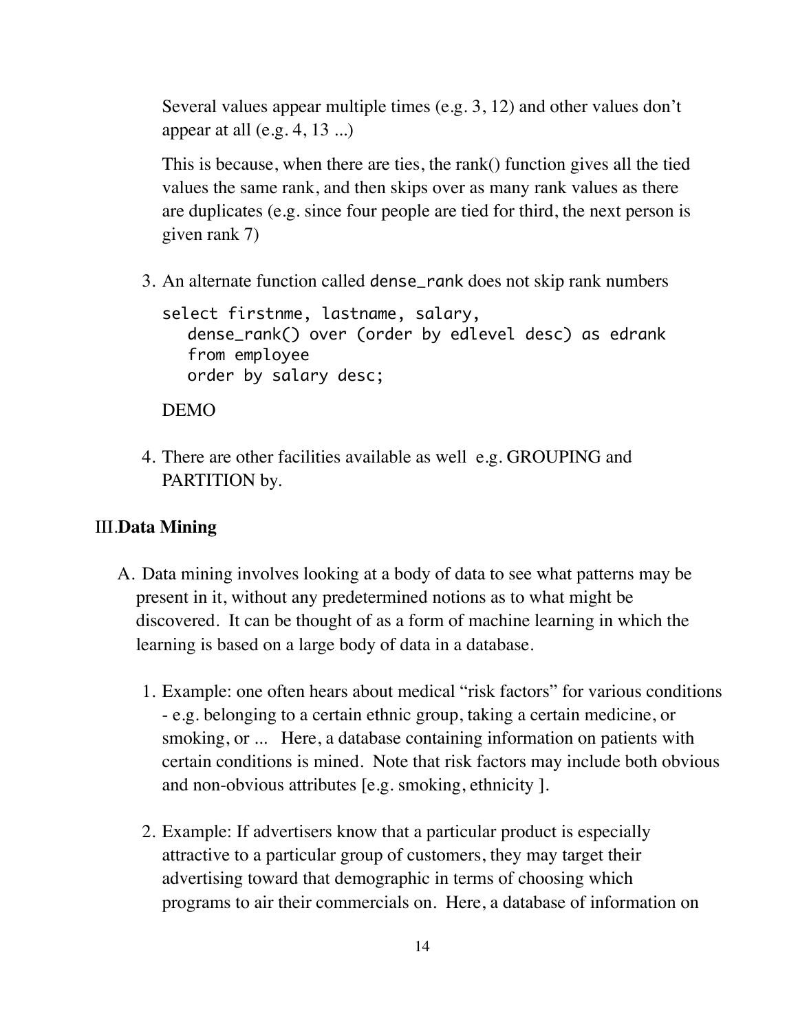Several values appear multiple times (e.g. 3, 12) and other values don't appear at all (e.g. 4, 13 ...)

This is because, when there are ties, the rank() function gives all the tied values the same rank, and then skips over as many rank values as there are duplicates (e.g. since four people are tied for third, the next person is given rank 7)

3. An alternate function called `dense_rank` does not skip rank numbers

```
select firstnme, lastname, salary,
   dense_rank() over (order by edlevel desc) as edrank
   from employee
   order by salary desc;
```

DEMO

4. There are other facilities available as well e.g. GROUPING and PARTITION by.

## III. Data Mining

A. Data mining involves looking at a body of data to see what patterns may be present in it, without any predetermined notions as to what might be discovered. It can be thought of as a form of machine learning in which the learning is based on a large body of data in a database.

1. Example: one often hears about medical "risk factors" for various conditions - e.g. belonging to a certain ethnic group, taking a certain medicine, or smoking, or ... Here, a database containing information on patients with certain conditions is mined. Note that risk factors may include both obvious and non-obvious attributes [e.g. smoking, ethnicity ].

2. Example: If advertisers know that a particular product is especially attractive to a particular group of customers, they may target their advertising toward that demographic in terms of choosing which programs to air their commercials on. Here, a database of information on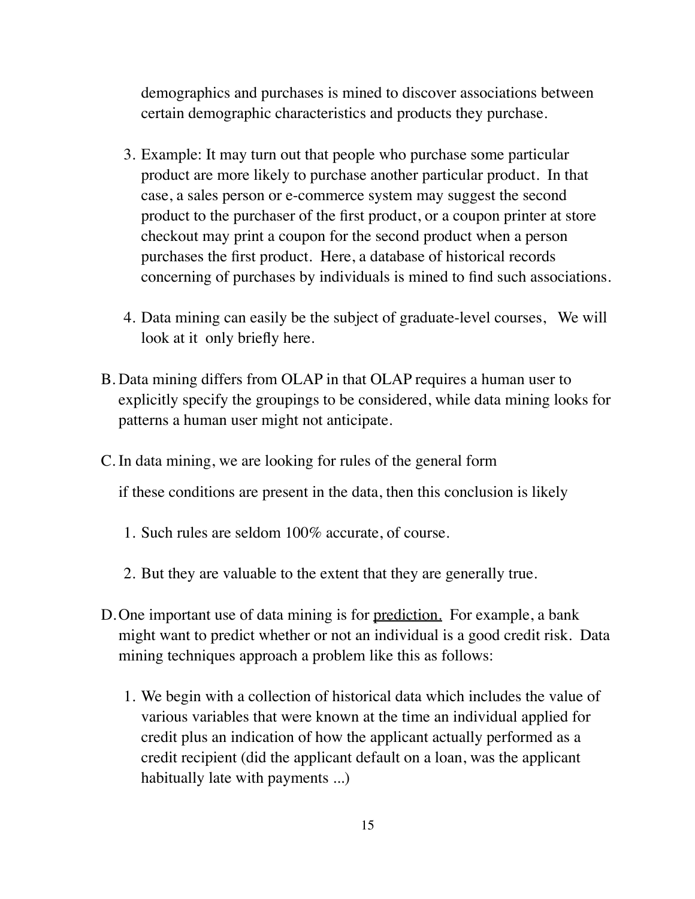demographics and purchases is mined to discover associations between certain demographic characteristics and products they purchase.

3. Example: It may turn out that people who purchase some particular product are more likely to purchase another particular product. In that case, a sales person or e-commerce system may suggest the second product to the purchaser of the first product, or a coupon printer at store checkout may print a coupon for the second product when a person purchases the first product. Here, a database of historical records concerning of purchases by individuals is mined to find such associations.

4. Data mining can easily be the subject of graduate-level courses, We will look at it only briefly here.

B. Data mining differs from OLAP in that OLAP requires a human user to explicitly specify the groupings to be considered, while data mining looks for patterns a human user might not anticipate.

C. In data mining, we are looking for rules of the general form

   if these conditions are present in the data, then this conclusion is likely

   1. Such rules are seldom 100% accurate, of course.

   2. But they are valuable to the extent that they are generally true.

D. One important use of data mining is for <u>prediction.</u> For example, a bank might want to predict whether or not an individual is a good credit risk. Data mining techniques approach a problem like this as follows:

   1. We begin with a collection of historical data which includes the value of various variables that were known at the time an individual applied for credit plus an indication of how the applicant actually performed as a credit recipient (did the applicant default on a loan, was the applicant habitually late with payments ...)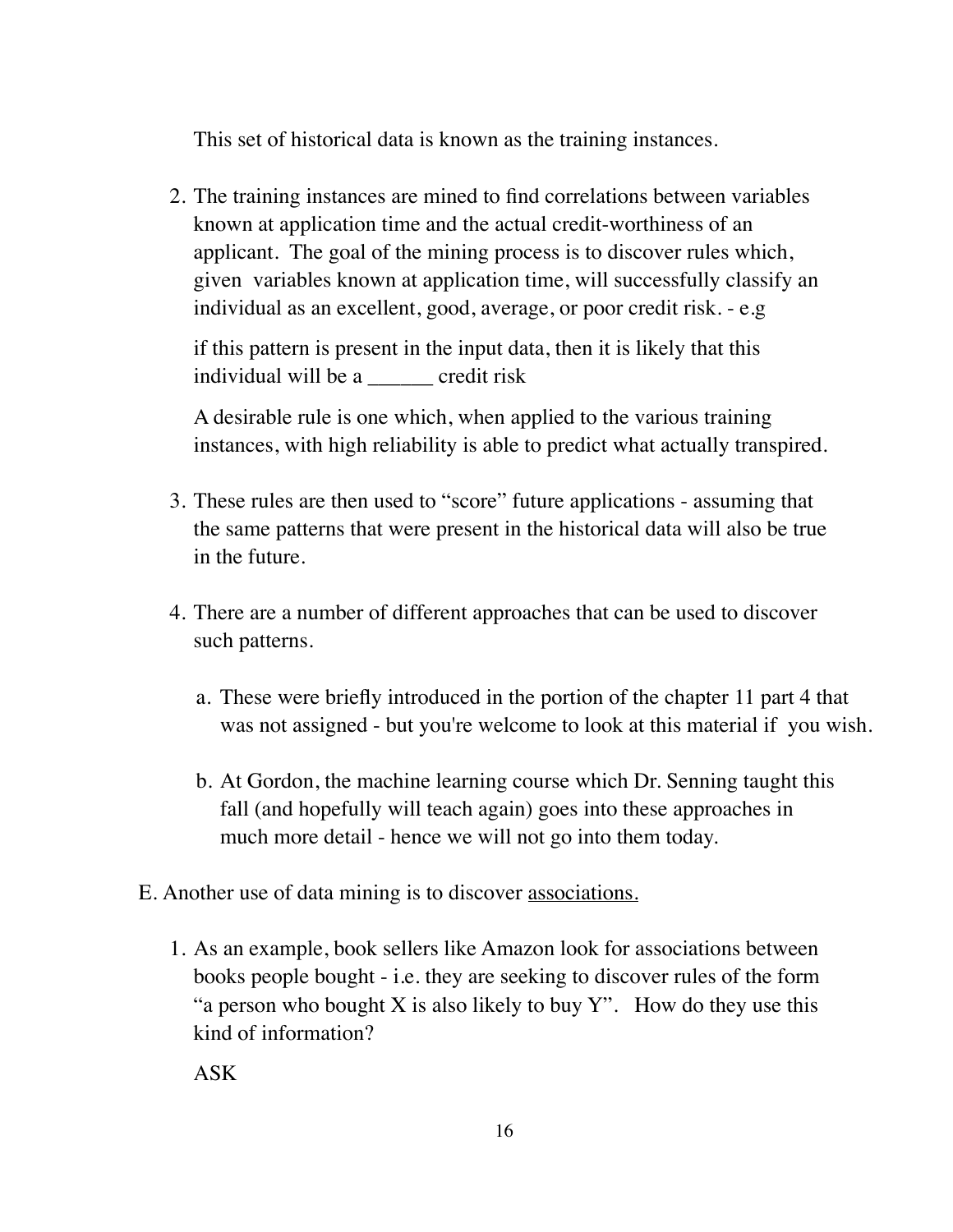This set of historical data is known as the training instances.

2. The training instances are mined to find correlations between variables known at application time and the actual credit-worthiness of an applicant. The goal of the mining process is to discover rules which, given variables known at application time, will successfully classify an individual as an excellent, good, average, or poor credit risk. - e.g

   if this pattern is present in the input data, then it is likely that this individual will be a ______ credit risk

   A desirable rule is one which, when applied to the various training instances, with high reliability is able to predict what actually transpired.

3. These rules are then used to "score" future applications - assuming that the same patterns that were present in the historical data will also be true in the future.

4. There are a number of different approaches that can be used to discover such patterns.

   a. These were briefly introduced in the portion of the chapter 11 part 4 that was not assigned - but you're welcome to look at this material if you wish.

   b. At Gordon, the machine learning course which Dr. Senning taught this fall (and hopefully will teach again) goes into these approaches in much more detail - hence we will not go into them today.

E. Another use of data mining is to discover <u>associations.</u>

1. As an example, book sellers like Amazon look for associations between books people bought - i.e. they are seeking to discover rules of the form "a person who bought X is also likely to buy Y". How do they use this kind of information?

   ASK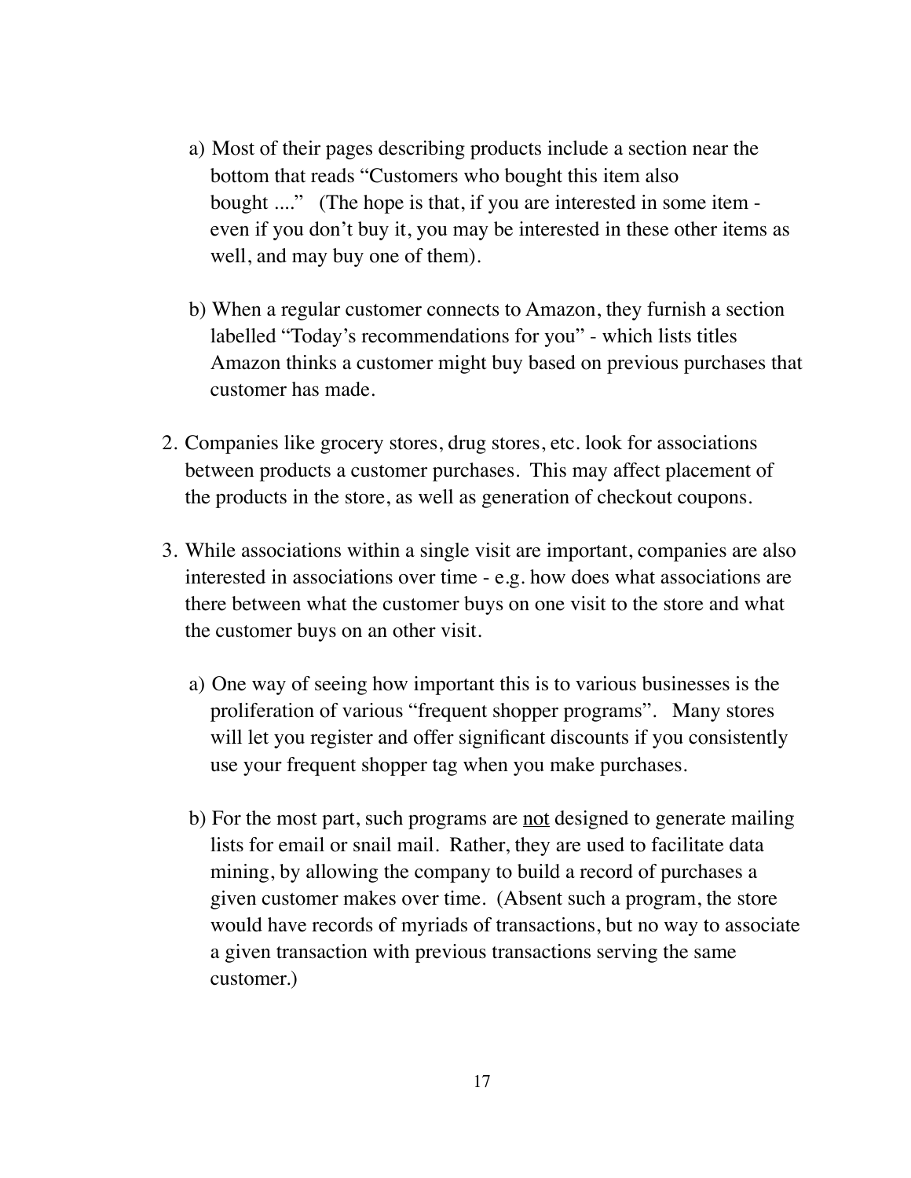a) Most of their pages describing products include a section near the bottom that reads "Customers who bought this item also bought ...."  (The hope is that, if you are interested in some item - even if you don't buy it, you may be interested in these other items as well, and may buy one of them).

b) When a regular customer connects to Amazon, they furnish a section labelled "Today's recommendations for you" - which lists titles Amazon thinks a customer might buy based on previous purchases that customer has made.

2. Companies like grocery stores, drug stores, etc. look for associations between products a customer purchases.  This may affect placement of the products in the store, as well as generation of checkout coupons.

3. While associations within a single visit are important, companies are also interested in associations over time - e.g. how does what associations are there between what the customer buys on one visit to the store and what the customer buys on an other visit.

   a) One way of seeing how important this is to various businesses is the proliferation of various "frequent shopper programs".  Many stores will let you register and offer significant discounts if you consistently use your frequent shopper tag when you make purchases.

   b) For the most part, such programs are <u>not</u> designed to generate mailing lists for email or snail mail.  Rather, they are used to facilitate data mining, by allowing the company to build a record of purchases a given customer makes over time.  (Absent such a program, the store would have records of myriads of transactions, but no way to associate a given transaction with previous transactions serving the same customer.)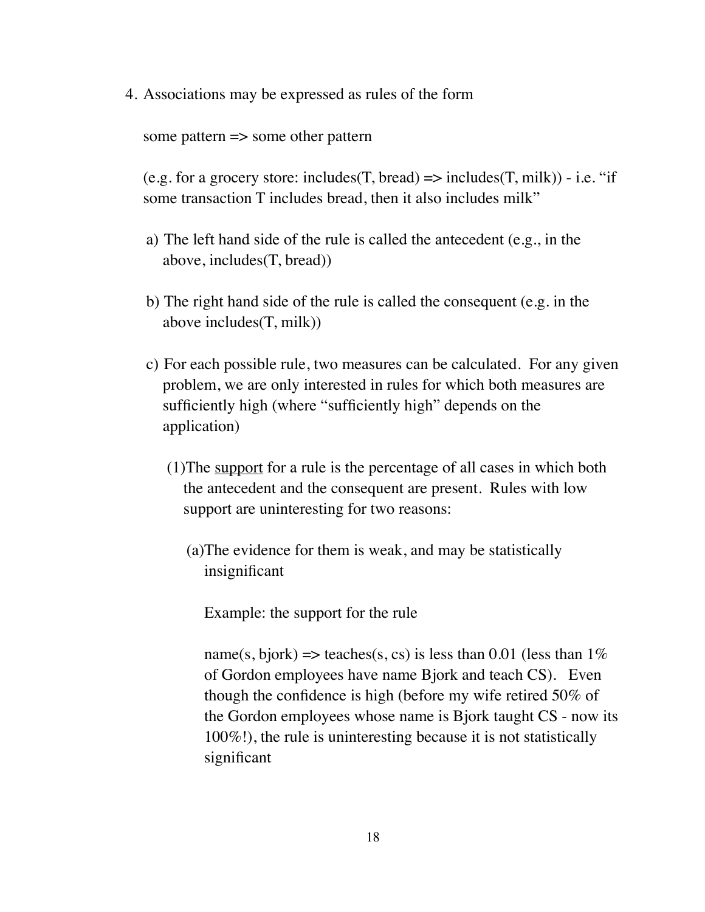4. Associations may be expressed as rules of the form

   some pattern => some other pattern

   (e.g. for a grocery store: includes(T, bread) => includes(T, milk)) - i.e. “if some transaction T includes bread, then it also includes milk”

   a) The left hand side of the rule is called the antecedent (e.g., in the above, includes(T, bread))

   b) The right hand side of the rule is called the consequent (e.g. in the above includes(T, milk))

   c) For each possible rule, two measures can be calculated. For any given problem, we are only interested in rules for which both measures are sufficiently high (where “sufficiently high” depends on the application)

      (1) The <u>support</u> for a rule is the percentage of all cases in which both the antecedent and the consequent are present. Rules with low support are uninteresting for two reasons:

         (a) The evidence for them is weak, and may be statistically insignificant

         Example: the support for the rule

         name(s, bjork) => teaches(s, cs) is less than 0.01 (less than 1% of Gordon employees have name Bjork and teach CS). Even though the confidence is high (before my wife retired 50% of the Gordon employees whose name is Bjork taught CS - now its 100%!), the rule is uninteresting because it is not statistically significant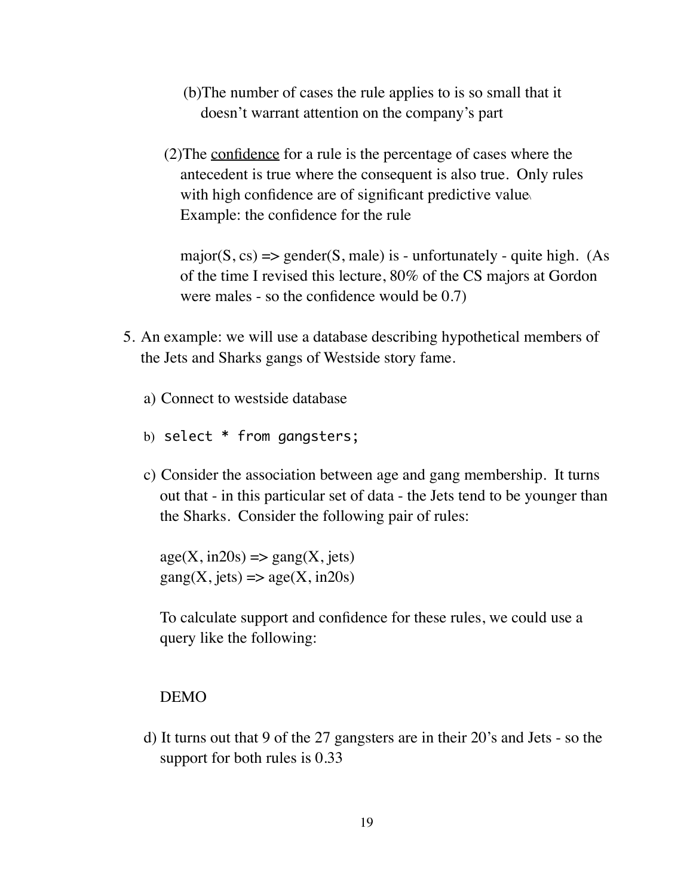(b) The number of cases the rule applies to is so small that it doesn't warrant attention on the company's part

(2) The <u>confidence</u> for a rule is the percentage of cases where the antecedent is true where the consequent is also true. Only rules with high confidence are of significant predictive value. Example: the confidence for the rule

major(S, cs) => gender(S, male) is - unfortunately - quite high. (As of the time I revised this lecture, 80% of the CS majors at Gordon were males - so the confidence would be 0.7)

5. An example: we will use a database describing hypothetical members of the Jets and Sharks gangs of Westside story fame.

   a) Connect to westside database

   b) `select * from gangsters;`

   c) Consider the association between age and gang membership. It turns out that - in this particular set of data - the Jets tend to be younger than the Sharks. Consider the following pair of rules:

      age(X, in20s) => gang(X, jets)
      gang(X, jets) => age(X, in20s)

      To calculate support and confidence for these rules, we could use a query like the following:

      DEMO

   d) It turns out that 9 of the 27 gangsters are in their 20's and Jets - so the support for both rules is 0.33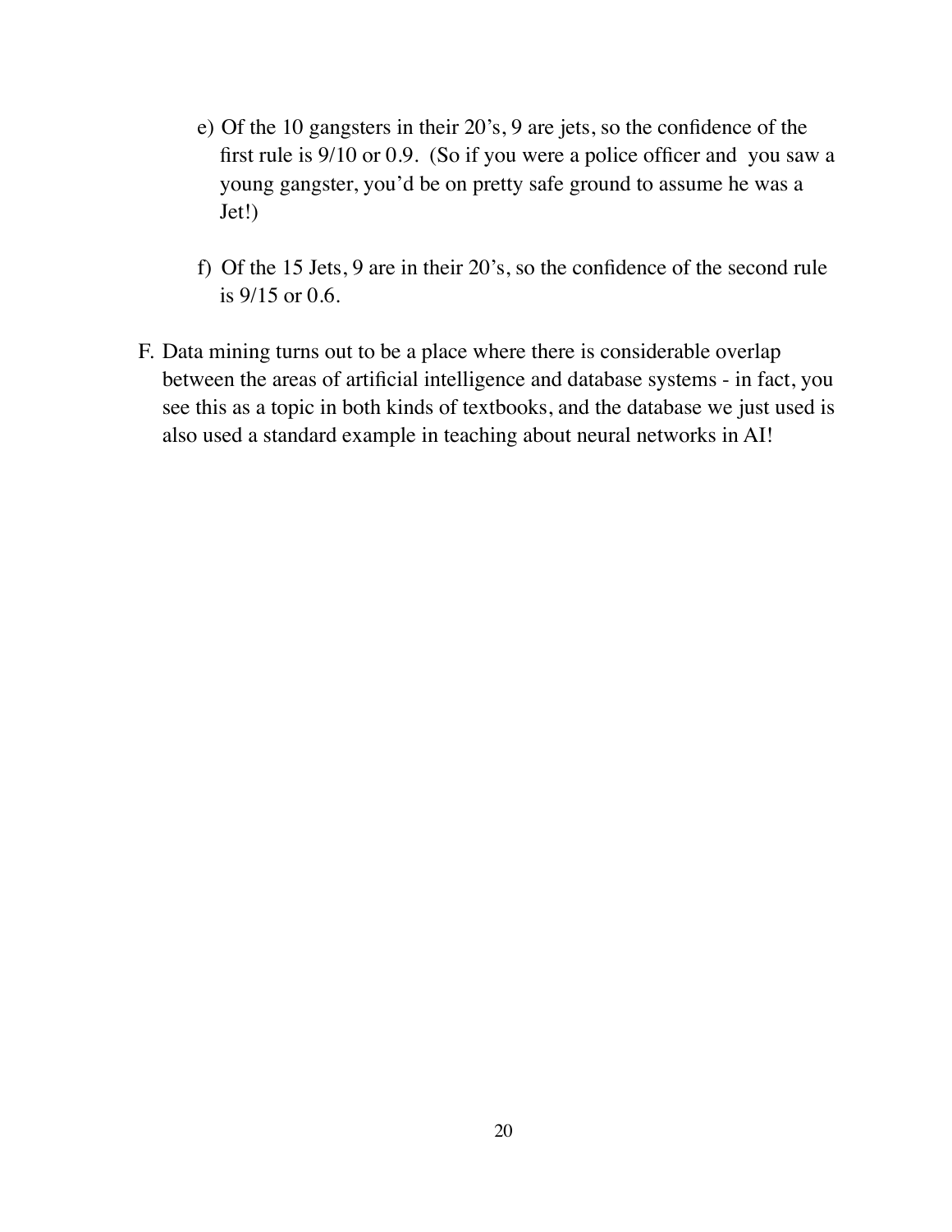e) Of the 10 gangsters in their 20's, 9 are jets, so the confidence of the first rule is 9/10 or 0.9. (So if you were a police officer and you saw a young gangster, you'd be on pretty safe ground to assume he was a Jet!)

f) Of the 15 Jets, 9 are in their 20's, so the confidence of the second rule is 9/15 or 0.6.

F. Data mining turns out to be a place where there is considerable overlap between the areas of artificial intelligence and database systems - in fact, you see this as a topic in both kinds of textbooks, and the database we just used is also used a standard example in teaching about neural networks in AI!